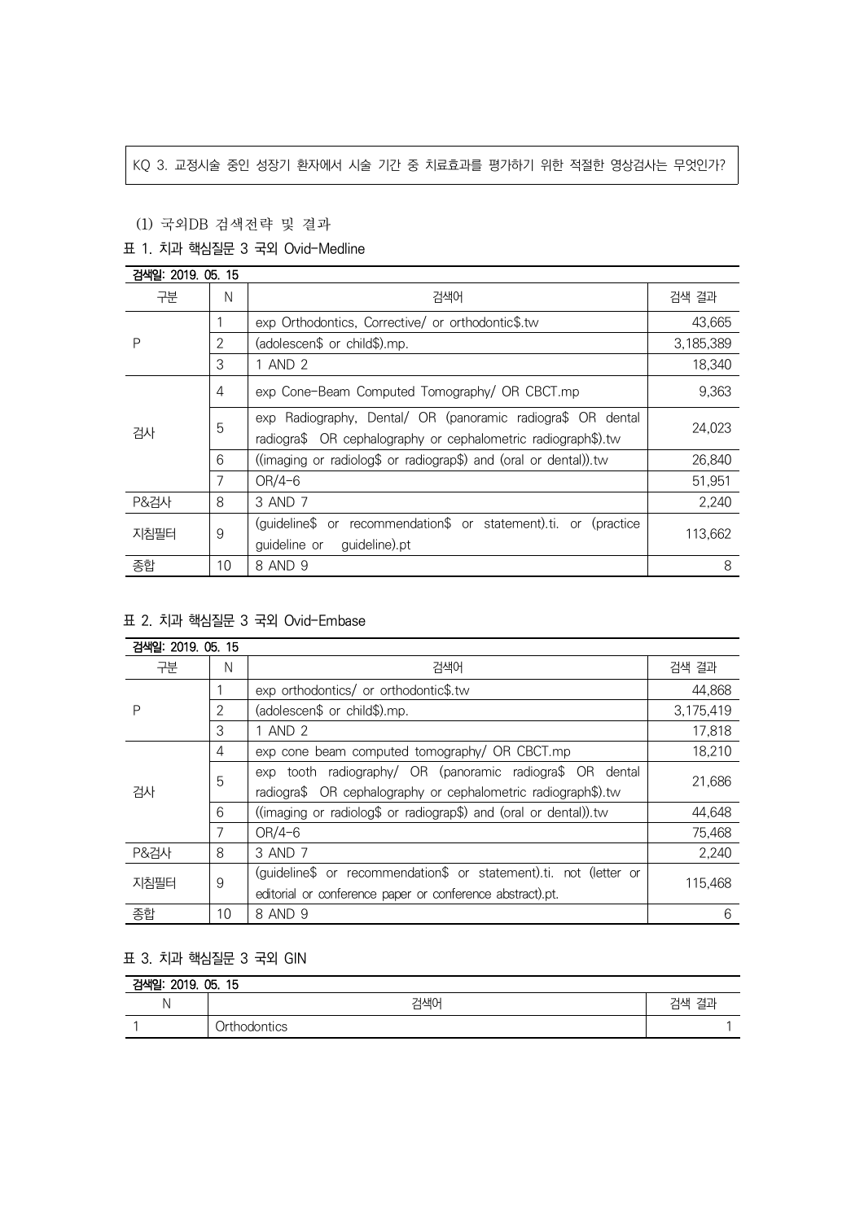KQ 3. 교정시술 중인 성장기 환자에서 시술 기간 중 치료효과를 평가하기 위한 적절한 영상검사는 무엇인가?

(1) 국외DB 검색전략 및 결과

표 1. 치과 핵심질문 3 국외 Ovid-Medline

| 검색일: 2019. 05. 15 | | | |
|---|---|---|---|
| 구분 | N | 검색어 | 검색 결과 |
| P | 1 | exp Orthodontics, Corrective/ or orthodontic$.tw | 43,665 |
| | 2 | (adolescen$ or child$).mp. | 3,185,389 |
| | 3 | 1 AND 2 | 18,340 |
| 검사 | 4 | exp Cone-Beam Computed Tomography/ OR CBCT.mp | 9,363 |
| | 5 | exp Radiography, Dental/ OR (panoramic radiogra$ OR dental radiogra$ OR cephalography or cephalometric radiograph$).tw | 24,023 |
| | 6 | ((imaging or radiolog$ or radiograp$) and (oral or dental)).tw | 26,840 |
| | 7 | OR/4-6 | 51,951 |
| P&검사 | 8 | 3 AND 7 | 2,240 |
| 지침필터 | 9 | (guideline$ or recommendation$ or statement).ti. or (practice guideline or guideline).pt | 113,662 |
| 종합 | 10 | 8 AND 9 | 8 |

표 2. 치과 핵심질문 3 국외 Ovid-Embase

| 검색일: 2019. 05. 15 | | | |
|---|---|---|---|
| 구분 | N | 검색어 | 검색 결과 |
| P | 1 | exp orthodontics/ or orthodontic$.tw | 44,868 |
| | 2 | (adolescen$ or child$).mp. | 3,175,419 |
| | 3 | 1 AND 2 | 17,818 |
| 검사 | 4 | exp cone beam computed tomography/ OR CBCT.mp | 18,210 |
| | 5 | exp tooth radiography/ OR (panoramic radiogra$ OR dental radiogra$ OR cephalography or cephalometric radiograph$).tw | 21,686 |
| | 6 | ((imaging or radiolog$ or radiograp$) and (oral or dental)).tw | 44,648 |
| | 7 | OR/4-6 | 75,468 |
| P&검사 | 8 | 3 AND 7 | 2,240 |
| 지침필터 | 9 | (guideline$ or recommendation$ or statement).ti. not (letter or editorial or conference paper or conference abstract).pt. | 115,468 |
| 종합 | 10 | 8 AND 9 | 6 |

표 3. 치과 핵심질문 3 국외 GIN

| 검색일: 2019. 05. 15 | | |
|---|---|---|
| N | 검색어 | 검색 결과 |
| 1 | Orthodontics | 1 |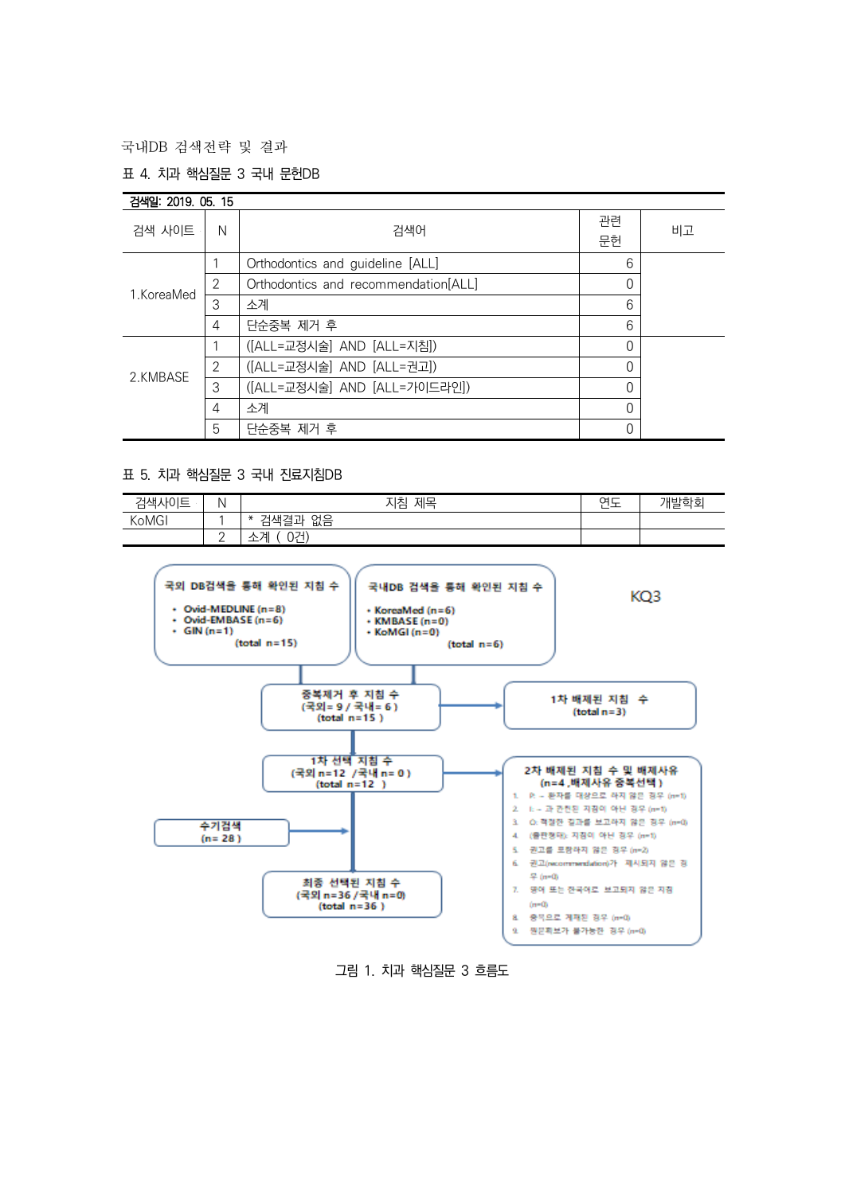국내DB 검색전략 및 결과

표 4. 치과 핵심질문 3 국내 문헌DB

| 검색일: 2019. 05. 15 | | | | |
|---|---|---|---|---|
| 검색 사이트 | N | 검색어 | 관련 문헌 | 비고 |
| 1.KoreaMed | 1 | Orthodontics and guideline [ALL] | 6 | |
| | 2 | Orthodontics and recommendation[ALL] | 0 | |
| | 3 | 소계 | 6 | |
| | 4 | 단순중복 제거 후 | 6 | |
| 2.KMBASE | 1 | ([ALL=교정시술] AND [ALL=지침]) | 0 | |
| | 2 | ([ALL=교정시술] AND [ALL=권고]) | 0 | |
| | 3 | ([ALL=교정시술] AND [ALL=가이드라인]) | 0 | |
| | 4 | 소계 | 0 | |
| | 5 | 단순중복 제거 후 | 0 | |

표 5. 치과 핵심질문 3 국내 진료지침DB

| 검색사이트 | N | 지침 제목 | 연도 | 개발학회 |
|---|---|---|---|---|
| KoMGI | 1 | * 검색결과 없음 | | |
| | 2 | 소계 ( 0건) | | |

KQ3

국외 DB검색을 통해 확인된 지침 수
- Ovid-MEDLINE (n=8)
- Ovid-EMBASE (n=6)
- GIN (n=1)

(total n=15)

국내DB 검색을 통해 확인된 지침 수
- KoreaMed (n=6)
- KMBASE (n=0)
- KoMGI (n=0)

(total n=6)

중복제거 후 지침 수
(국외= 9 / 국내= 6 )
(total n=15 )

1차 배제된 지침 수
(total n=3)

1차 선택 지침 수
(국외 n=12 /국내 n= 0 )
(total n=12 )

2차 배제된 지침 수 및 배제사유
(n=4 ,배제사유 중복선택 )
1. P: - 환자를 대상으로 하지 않은 경우 (n=1)
2. I: - 과 관련된 지침이 아닌 경우 (n=1)
3. O: 적절한 결과를 보고하지 않은 경우 (n=0)
4. (출판형태): 지침이 아닌 경우 (n=1)
5. 권고를 포함하지 않은 경우 (n=2)
6. 권고(recommendation)가 제시되지 않은 경우 (n=0)
7. 영어 또는 한국어로 보고되지 않은 지침 (n=0)
8. 중복으로 게재된 경우 (n=0)
9. 원문확보가 불가능한 경우 (n=0)

수기검색
(n= 28 )

최종 선택된 지침 수
(국외 n=36 /국내 n=0)
(total n=36 )

그림 1. 치과 핵심질문 3 흐름도